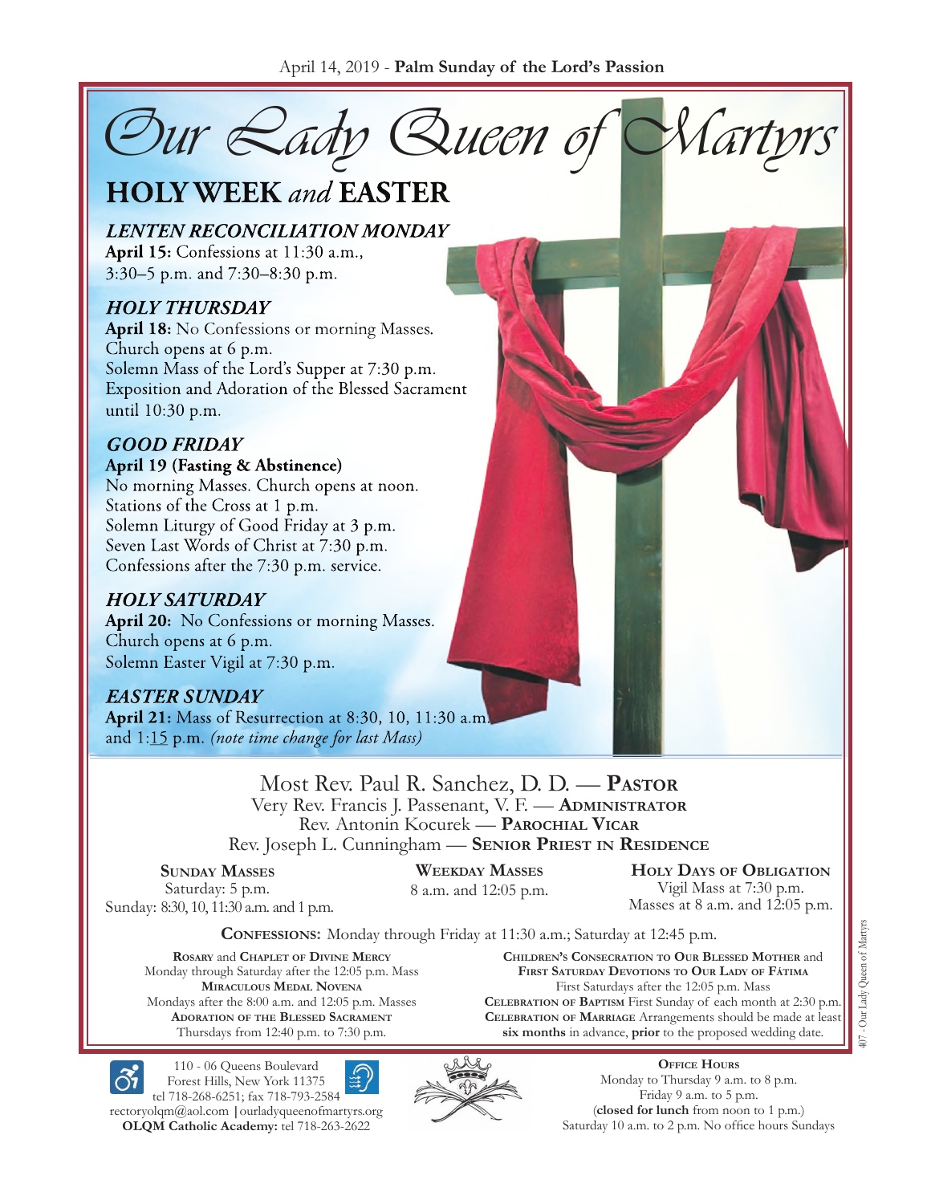April 14, 2019 - **Palm Sunday of the Lord's Passion**

# Our Lady Queen of Martyrs

## HOLY WEEK *and* EASTER

### *LENTEN RECONCILIATION MONDAY*

**April 15:** Confessions at 11:30 a.m., 3:30–5 p.m. and 7:30–8:30 p.m.

### *HOLY THURSDAY*

**April 18:** No Confessions or morning Masses.
Church opens at 6 p.m.
Solemn Mass of the Lord's Supper at 7:30 p.m.
Exposition and Adoration of the Blessed Sacrament until 10:30 p.m.

### *GOOD FRIDAY*

**April 19 (Fasting & Abstinence)**
No morning Masses. Church opens at noon.
Stations of the Cross at 1 p.m.
Solemn Liturgy of Good Friday at 3 p.m.
Seven Last Words of Christ at 7:30 p.m.
Confessions after the 7:30 p.m. service.

### *HOLY SATURDAY*

**April 20:** No Confessions or morning Masses.
Church opens at 6 p.m.
Solemn Easter Vigil at 7:30 p.m.

### *EASTER SUNDAY*

**April 21:** Mass of Resurrection at 8:30, 10, 11:30 a.m. and 1:15 p.m. *(note time change for last Mass)*

---

Most Rev. Paul R. Sanchez, D. D. — **Pastor**
Very Rev. Francis J. Passenant, V. F. — **Administrator**
Rev. Antonin Kocurek — **Parochial Vicar**
Rev. Joseph L. Cunningham — **Senior Priest in Residence**

**Sunday Masses**
Saturday: 5 p.m.
Sunday: 8:30, 10, 11:30 a.m. and 1 p.m.

**Weekday Masses**
8 a.m. and 12:05 p.m.

**Holy Days of Obligation**
Vigil Mass at 7:30 p.m.
Masses at 8 a.m. and 12:05 p.m.

**Confessions:** Monday through Friday at 11:30 a.m.; Saturday at 12:45 p.m.

**Rosary** and **Chaplet of Divine Mercy**
Monday through Saturday after the 12:05 p.m. Mass

**Miraculous Medal Novena**
Mondays after the 8:00 a.m. and 12:05 p.m. Masses

**Adoration of the Blessed Sacrament**
Thursdays from 12:40 p.m. to 7:30 p.m.

**Children's Consecration to Our Blessed Mother** and **First Saturday Devotions to Our Lady of Fátima**
First Saturdays after the 12:05 p.m. Mass

**Celebration of Baptism** First Sunday of each month at 2:30 p.m.

**Celebration of Marriage** Arrangements should be made at least **six months** in advance, **prior** to the proposed wedding date.

---

110 - 06 Queens Boulevard
Forest Hills, New York 11375
tel 718-268-6251; fax 718-793-2584
rectoryolqm@aol.com | ourladyqueenofmartyrs.org
**OLQM Catholic Academy:** tel 718-263-2622

**Office Hours**
Monday to Thursday 9 a.m. to 8 p.m.
Friday 9 a.m. to 5 p.m.
(**closed for lunch** from noon to 1 p.m.)
Saturday 10 a.m. to 2 p.m. No office hours Sundays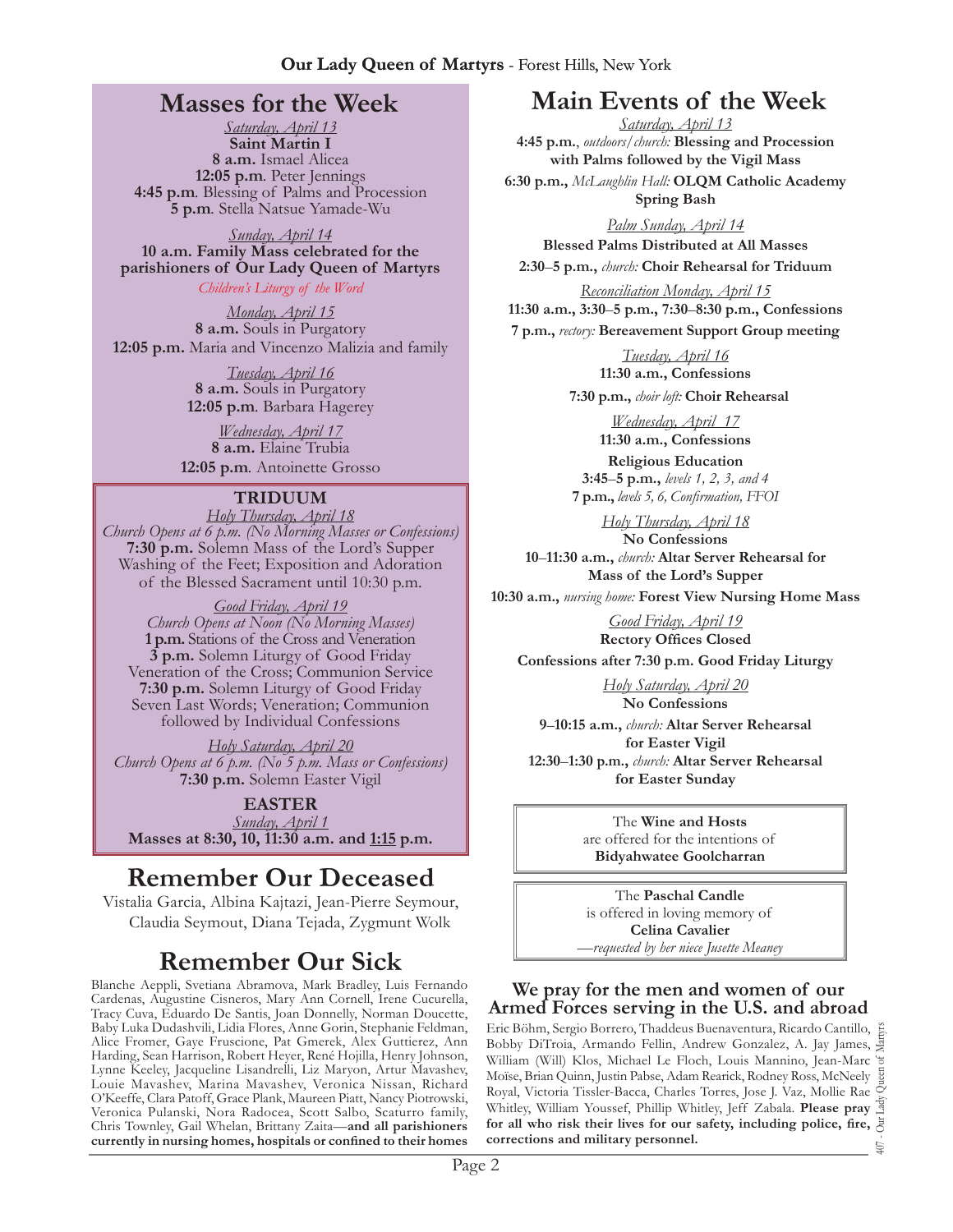# Masses for the Week

*Saturday, April 13*
**Saint Martin I**
**8 a.m.** Ismael Alicea
**12:05 p.m**. Peter Jennings
**4:45 p.m**. Blessing of Palms and Procession
**5 p.m**. Stella Natsue Yamade-Wu

*Sunday, April 14*
**10 a.m. Family Mass celebrated for the parishioners of Our Lady Queen of Martyrs**
*Children's Liturgy of the Word*

*Monday, April 15*
**8 a.m.** Souls in Purgatory
**12:05 p.m.** Maria and Vincenzo Malizia and family

*Tuesday, April 16*
**8 a.m.** Souls in Purgatory
**12:05 p.m**. Barbara Hagerey

*Wednesday, April 17*
**8 a.m.** Elaine Trubia
**12:05 p.m**. Antoinette Grosso

## TRIDUUM

*Holy Thursday, April 18*
*Church Opens at 6 p.m. (No Morning Masses or Confessions)*
**7:30 p.m.** Solemn Mass of the Lord's Supper
Washing of the Feet; Exposition and Adoration of the Blessed Sacrament until 10:30 p.m.

*Good Friday, April 19*
*Church Opens at Noon (No Morning Masses)*
**1 p.m.** Stations of the Cross and Veneration
**3 p.m.** Solemn Liturgy of Good Friday
Veneration of the Cross; Communion Service
**7:30 p.m.** Solemn Liturgy of Good Friday
Seven Last Words; Veneration; Communion followed by Individual Confessions

*Holy Saturday, April 20*
*Church Opens at 6 p.m. (No 5 p.m. Mass or Confessions)*
**7:30 p.m.** Solemn Easter Vigil

**EASTER**
*Sunday, April 1*
**Masses at 8:30, 10, 11:30 a.m. and 1:15 p.m.**

# Remember Our Deceased

Vistalia Garcia, Albina Kajtazi, Jean-Pierre Seymour, Claudia Seymout, Diana Tejada, Zygmunt Wolk

# Remember Our Sick

Blanche Aeppli, Svetiana Abramova, Mark Bradley, Luis Fernando Cardenas, Augustine Cisneros, Mary Ann Cornell, Irene Cucurella, Tracy Cuva, Eduardo De Santis, Joan Donnelly, Norman Doucette, Baby Luka Dudashvili, Lidia Flores, Anne Gorin, Stephanie Feldman, Alice Fromer, Gaye Fruscione, Pat Gmerek, Alex Guttierez, Ann Harding, Sean Harrison, Robert Heyer, René Hojilla, Henry Johnson, Lynne Keeley, Jacqueline Lisandrelli, Liz Maryon, Artur Mavashev, Louie Mavashev, Marina Mavashev, Veronica Nissan, Richard O'Keeffe, Clara Patoff, Grace Plank, Maureen Piatt, Nancy Piotrowski, Veronica Pulanski, Nora Radocea, Scott Salbo, Scaturro family, Chris Townley, Gail Whelan, Brittany Zaita—**and all parishioners currently in nursing homes, hospitals or confined to their homes**

# Main Events of the Week

*Saturday, April 13*
**4:45 p.m.**, *outdoors/church:* **Blessing and Procession with Palms followed by the Vigil Mass**
**6:30 p.m.,** *McLaughlin Hall:* **OLQM Catholic Academy Spring Bash**

*Palm Sunday, April 14*
**Blessed Palms Distributed at All Masses**
**2:30–5 p.m.,** *church:* **Choir Rehearsal for Triduum**

*Reconciliation Monday, April 15*
**11:30 a.m., 3:30–5 p.m., 7:30–8:30 p.m., Confessions**
**7 p.m.,** *rectory:* **Bereavement Support Group meeting**

*Tuesday, April 16*
**11:30 a.m., Confessions**
**7:30 p.m.,** *choir loft:* **Choir Rehearsal**

*Wednesday, April 17*
**11:30 a.m., Confessions**
**Religious Education**
**3:45–5 p.m.,** *levels 1, 2, 3, and 4*
**7 p.m.,** *levels 5, 6, Confirmation, FFOI*

*Holy Thursday, April 18*
**No Confessions**
**10–11:30 a.m.,** *church:* **Altar Server Rehearsal for Mass of the Lord's Supper**
**10:30 a.m.,** *nursing home:* **Forest View Nursing Home Mass**

*Good Friday, April 19*
**Rectory Offices Closed**
**Confessions after 7:30 p.m. Good Friday Liturgy**

*Holy Saturday, April 20*
**No Confessions**
**9–10:15 a.m.,** *church:* **Altar Server Rehearsal for Easter Vigil**
**12:30–1:30 p.m.,** *church:* **Altar Server Rehearsal for Easter Sunday**

The **Wine and Hosts** are offered for the intentions of **Bidyahwatee Goolcharran**

The **Paschal Candle** is offered in loving memory of **Celina Cavalier**
*—requested by her niece Jusette Meaney*

## We pray for the men and women of our Armed Forces serving in the U.S. and abroad

Eric Böhm, Sergio Borrero, Thaddeus Buenaventura, Ricardo Cantillo, Bobby DiTroia, Armando Fellin, Andrew Gonzalez, A. Jay James, William (Will) Klos, Michael Le Floch, Louis Mannino, Jean-Marc Moïse, Brian Quinn, Justin Pabse, Adam Rearick, Rodney Ross, McNeely Royal, Victoria Tissler-Bacca, Charles Torres, Jose J. Vaz, Mollie Rae Whitley, William Youssef, Phillip Whitley, Jeff Zabala. **Please pray for all who risk their lives for our safety, including police, fire, corrections and military personnel.**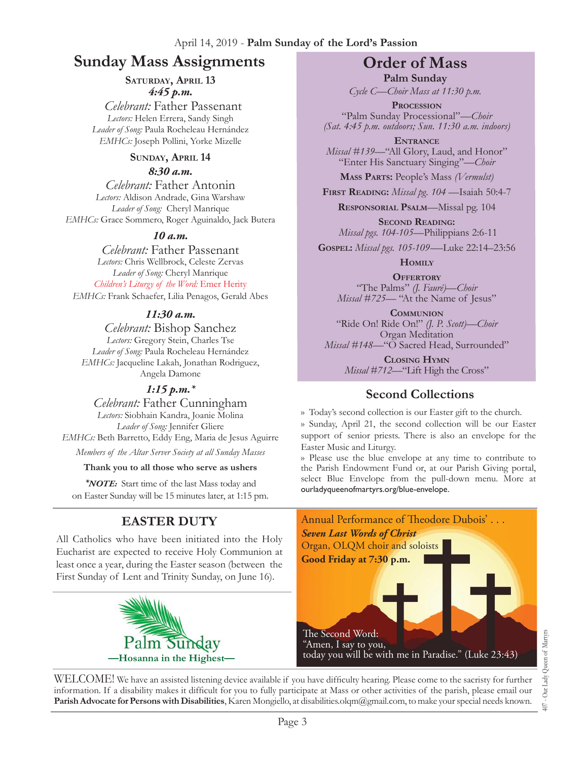April 14, 2019 - **Palm Sunday of the Lord's Passion**

# Sunday Mass Assignments

**Saturday, April 13**
***4:45 p.m.***

*Celebrant:* Father Passenant
*Lectors:* Helen Errera, Sandy Singh
*Leader of Song:* Paula Rocheleau Hernández
*EMHCs:* Joseph Pollini, Yorke Mizelle

**Sunday, April 14**
***8:30 a.m.***

*Celebrant:* Father Antonin
*Lectors:* Aldison Andrade, Gina Warshaw
*Leader of Song:* Cheryl Manrique
*EMHCs:* Grace Sommero, Roger Aguinaldo, Jack Butera

***10 a.m.***

*Celebrant:* Father Passenant
*Lectors:* Chris Wellbrock, Celeste Zervas
*Leader of Song:* Cheryl Manrique
*Children's Liturgy of the Word:* Emer Herity
*EMHCs:* Frank Schaefer, Lilia Penagos, Gerald Abes

***11:30 a.m.***

*Celebrant:* Bishop Sanchez
*Lectors:* Gregory Stein, Charles Tse
*Leader of Song:* Paula Rocheleau Hernández
*EMHCs:* Jacqueline Lakah, Jonathan Rodriguez, Angela Damone

***1:15 p.m.****

*Celebrant:* Father Cunningham
*Lectors:* Siobhain Kandra, Joanie Molina
*Leader of Song:* Jennifer Gliere
*EMHCs:* Beth Barretto, Eddy Eng, Maria de Jesus Aguirre

*Members of the Altar Server Society at all Sunday Masses*

**Thank you to all those who serve as ushers**

***NOTE:*** Start time of the last Mass today and on Easter Sunday will be 15 minutes later, at 1:15 pm.

# Order of Mass

**Palm Sunday**
*Cycle C—Choir Mass at 11:30 p.m.*

**Procession**
"Palm Sunday Processional"—*Choir*
*(Sat. 4:45 p.m. outdoors; Sun. 11:30 a.m. indoors)*

**Entrance**
*Missal #139*—"All Glory, Laud, and Honor"
"Enter His Sanctuary Singing"—*Choir*

**Mass Parts:** People's Mass *(Vermulst)*

**First Reading:** *Missal pg. 104* —Isaiah 50:4-7

**Responsorial Psalm**—Missal pg. 104

**Second Reading:**
*Missal pgs. 104-105*—Philippians 2:6-11

**Gospel:** *Missal pgs. 105-109*—Luke 22:14–23:56

**Homily**

**Offertory**
"The Palms" *(J. Fauré)*—*Choir*
*Missal #725*— "At the Name of Jesus"

**Communion**
"Ride On! Ride On!" *(J. P. Scott)*—*Choir*
Organ Meditation
*Missal #148*—"O Sacred Head, Surrounded"

**Closing Hymn**
*Missal #712*—"Lift High the Cross"

## Second Collections

» Today's second collection is our Easter gift to the church.

» Sunday, April 21, the second collection will be our Easter support of senior priests. There is also an envelope for the Easter Music and Liturgy.

» Please use the blue envelope at any time to contribute to the Parish Endowment Fund or, at our Parish Giving portal, select Blue Envelope from the pull-down menu. More at ourladyqueenofmartyrs.org/blue-envelope.

## EASTER DUTY

All Catholics who have been initiated into the Holy Eucharist are expected to receive Holy Communion at least once a year, during the Easter season (between the First Sunday of Lent and Trinity Sunday, on June 16).

Palm Sunday
**—Hosanna in the Highest—**

Annual Performance of Theodore Dubois' . . .
***Seven Last Words of Christ***
Organ, OLQM choir and soloists
**Good Friday at 7:30 p.m.**

The Second Word:
"Amen, I say to you,
today you will be with me in Paradise." (Luke 23:43)

WELCOME! We have an assisted listening device available if you have difficulty hearing. Please come to the sacristy for further information. If a disability makes it difficult for you to fully participate at Mass or other activities of the parish, please email our **Parish Advocate for Persons with Disabilities**, Karen Mongiello, at disabilities.olqm@gmail.com, to make your special needs known.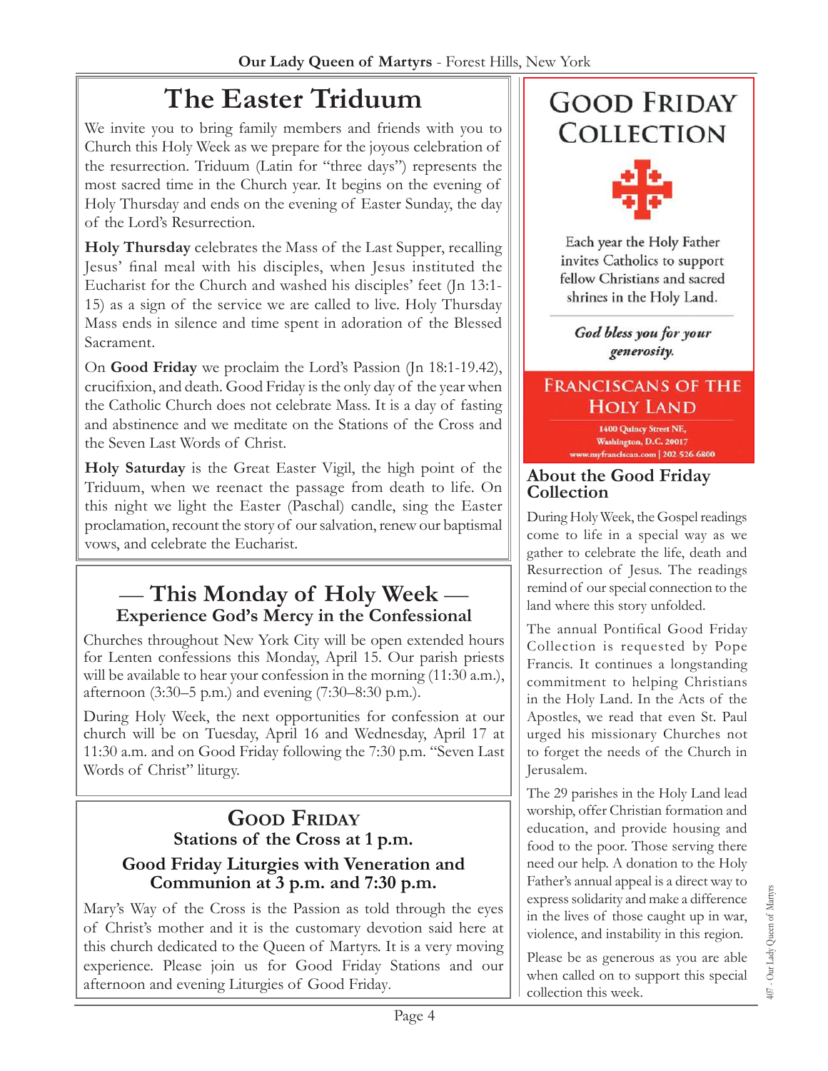# The Easter Triduum

We invite you to bring family members and friends with you to Church this Holy Week as we prepare for the joyous celebration of the resurrection. Triduum (Latin for "three days") represents the most sacred time in the Church year. It begins on the evening of Holy Thursday and ends on the evening of Easter Sunday, the day of the Lord's Resurrection.

**Holy Thursday** celebrates the Mass of the Last Supper, recalling Jesus' final meal with his disciples, when Jesus instituted the Eucharist for the Church and washed his disciples' feet (Jn 13:1-15) as a sign of the service we are called to live. Holy Thursday Mass ends in silence and time spent in adoration of the Blessed Sacrament.

On **Good Friday** we proclaim the Lord's Passion (Jn 18:1-19.42), crucifixion, and death. Good Friday is the only day of the year when the Catholic Church does not celebrate Mass. It is a day of fasting and abstinence and we meditate on the Stations of the Cross and the Seven Last Words of Christ.

**Holy Saturday** is the Great Easter Vigil, the high point of the Triduum, when we reenact the passage from death to life. On this night we light the Easter (Paschal) candle, sing the Easter proclamation, recount the story of our salvation, renew our baptismal vows, and celebrate the Eucharist.

## — This Monday of Holy Week —
### Experience God's Mercy in the Confessional

Churches throughout New York City will be open extended hours for Lenten confessions this Monday, April 15. Our parish priests will be available to hear your confession in the morning (11:30 a.m.), afternoon (3:30–5 p.m.) and evening (7:30–8:30 p.m.).

During Holy Week, the next opportunities for confession at our church will be on Tuesday, April 16 and Wednesday, April 17 at 11:30 a.m. and on Good Friday following the 7:30 p.m. "Seven Last Words of Christ" liturgy.

## Good Friday
### Stations of the Cross at 1 p.m.
### Good Friday Liturgies with Veneration and Communion at 3 p.m. and 7:30 p.m.

Mary's Way of the Cross is the Passion as told through the eyes of Christ's mother and it is the customary devotion said here at this church dedicated to the Queen of Martyrs. It is a very moving experience. Please join us for Good Friday Stations and our afternoon and evening Liturgies of Good Friday.

## Good Friday Collection

Each year the Holy Father invites Catholics to support fellow Christians and sacred shrines in the Holy Land.

*God bless you for your generosity.*

**Franciscans of the Holy Land**
1400 Quincy Street NE,
Washington, D.C. 20017
www.myfranciscan.com | 202-526-6800

### About the Good Friday Collection

During Holy Week, the Gospel readings come to life in a special way as we gather to celebrate the life, death and Resurrection of Jesus. The readings remind of our special connection to the land where this story unfolded.

The annual Pontifical Good Friday Collection is requested by Pope Francis. It continues a longstanding commitment to helping Christians in the Holy Land. In the Acts of the Apostles, we read that even St. Paul urged his missionary Churches not to forget the needs of the Church in Jerusalem.

The 29 parishes in the Holy Land lead worship, offer Christian formation and education, and provide housing and food to the poor. Those serving there need our help. A donation to the Holy Father's annual appeal is a direct way to express solidarity and make a difference in the lives of those caught up in war, violence, and instability in this region.

Please be as generous as you are able when called on to support this special collection this week.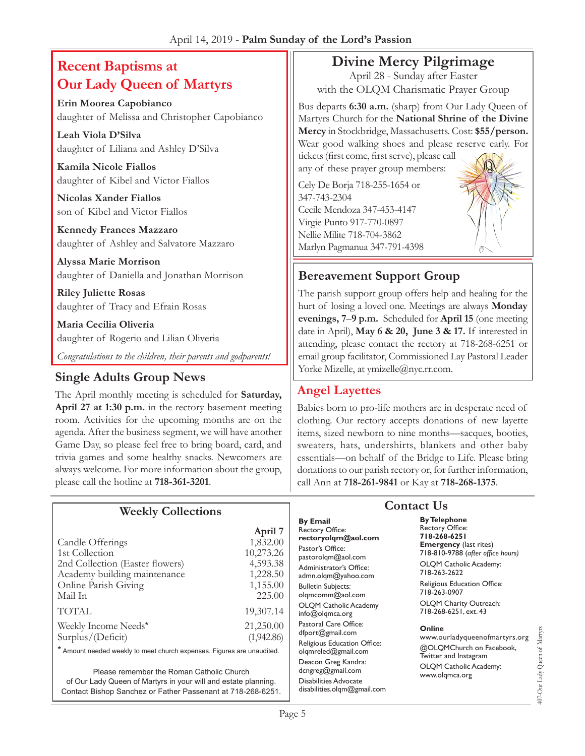## Recent Baptisms at Our Lady Queen of Martyrs

**Erin Moorea Capobianco**
daughter of Melissa and Christopher Capobianco

**Leah Viola D'Silva**
daughter of Liliana and Ashley D'Silva

**Kamila Nicole Fiallos**
daughter of Kibel and Victor Fiallos

**Nicolas Xander Fiallos**
son of Kibel and Victor Fiallos

**Kennedy Frances Mazzaro**
daughter of Ashley and Salvatore Mazzaro

**Alyssa Marie Morrison**
daughter of Daniella and Jonathan Morrison

**Riley Juliette Rosas**
daughter of Tracy and Efrain Rosas

**Maria Cecilia Oliveria**
daughter of Rogerio and Lilian Oliveria

*Congratulations to the children, their parents and godparents!*

## Single Adults Group News

The April monthly meeting is scheduled for **Saturday, April 27 at 1:30 p.m.** in the rectory basement meeting room. Activities for the upcoming months are on the agenda. After the business segment, we will have another Game Day, so please feel free to bring board, card, and trivia games and some healthy snacks. Newcomers are always welcome. For more information about the group, please call the hotline at **718-361-3201**.

## Divine Mercy Pilgrimage

April 28 - Sunday after Easter
with the OLQM Charismatic Prayer Group

Bus departs **6:30 a.m.** (sharp) from Our Lady Queen of Martyrs Church for the **National Shrine of the Divine Mercy** in Stockbridge, Massachusetts. Cost: **$55/person.** Wear good walking shoes and please reserve early. For tickets (first come, first serve), please call any of these prayer group members:

Cely De Borja 718-255-1654 or 347-743-2304
Cecile Mendoza 347-453-4147
Virgie Punto 917-770-0897
Nellie Milite 718-704-3862
Marlyn Pagmanua 347-791-4398

## Bereavement Support Group

The parish support group offers help and healing for the hurt of losing a loved one. Meetings are always **Monday evenings, 7–9 p.m.** Scheduled for **April 15** (one meeting date in April), **May 6 & 20, June 3 & 17.** If interested in attending, please contact the rectory at 718-268-6251 or email group facilitator, Commissioned Lay Pastoral Leader Yorke Mizelle, at ymizelle@nyc.rr.com.

## Angel Layettes

Babies born to pro-life mothers are in desperate need of clothing. Our rectory accepts donations of new layette items, sized newborn to nine months—sacques, booties, sweaters, hats, undershirts, blankets and other baby essentials—on behalf of the Bridge to Life. Please bring donations to our parish rectory or, for further information, call Ann at **718-261-9841** or Kay at **718-268-1375**.

## Weekly Collections

| | April 7 |
|---|---|
| Candle Offerings | 1,832.00 |
| 1st Collection | 10,273.26 |
| 2nd Collection (Easter flowers) | 4,593.38 |
| Academy building maintenance | 1,228.50 |
| Online Parish Giving | 1,155.00 |
| Mail In | 225.00 |
| TOTAL | 19,307.14 |
| Weekly Income Needs* | 21,250.00 |
| Surplus/(Deficit) | (1,942.86) |

* Amount needed weekly to meet church expenses. Figures are unaudited.

Please remember the Roman Catholic Church of Our Lady Queen of Martyrs in your will and estate planning. Contact Bishop Sanchez or Father Passenant at 718-268-6251.

## Contact Us

**By Email**
Rectory Office: **rectoryolqm@aol.com**
Pastor's Office: pastorolqm@aol.com
Administrator's Office: admn.olqm@yahoo.com
Bulletin Subjects: olqmcomm@aol.com
OLQM Catholic Academy info@olqmca.org
Pastoral Care Office: dfport@gmail.com
Religious Education Office: olqmreled@gmail.com
Deacon Greg Kandra: dcngreg@gmail.com
Disabilities Advocate disabilities.olqm@gmail.com

**By Telephone**
Rectory Office: **718-268-6251**
**Emergency** (last rites) 718-810-9788 (*after office hours*)
OLQM Catholic Academy: 718-263-2622
Religious Education Office: 718-263-0907
OLQM Charity Outreach: 718-268-6251, ext. 43

**Online**
www.ourladyqueenofmartyrs.org
@OLQMChurch on Facebook, Twitter and Instagram
OLQM Catholic Academy: www.olqmca.org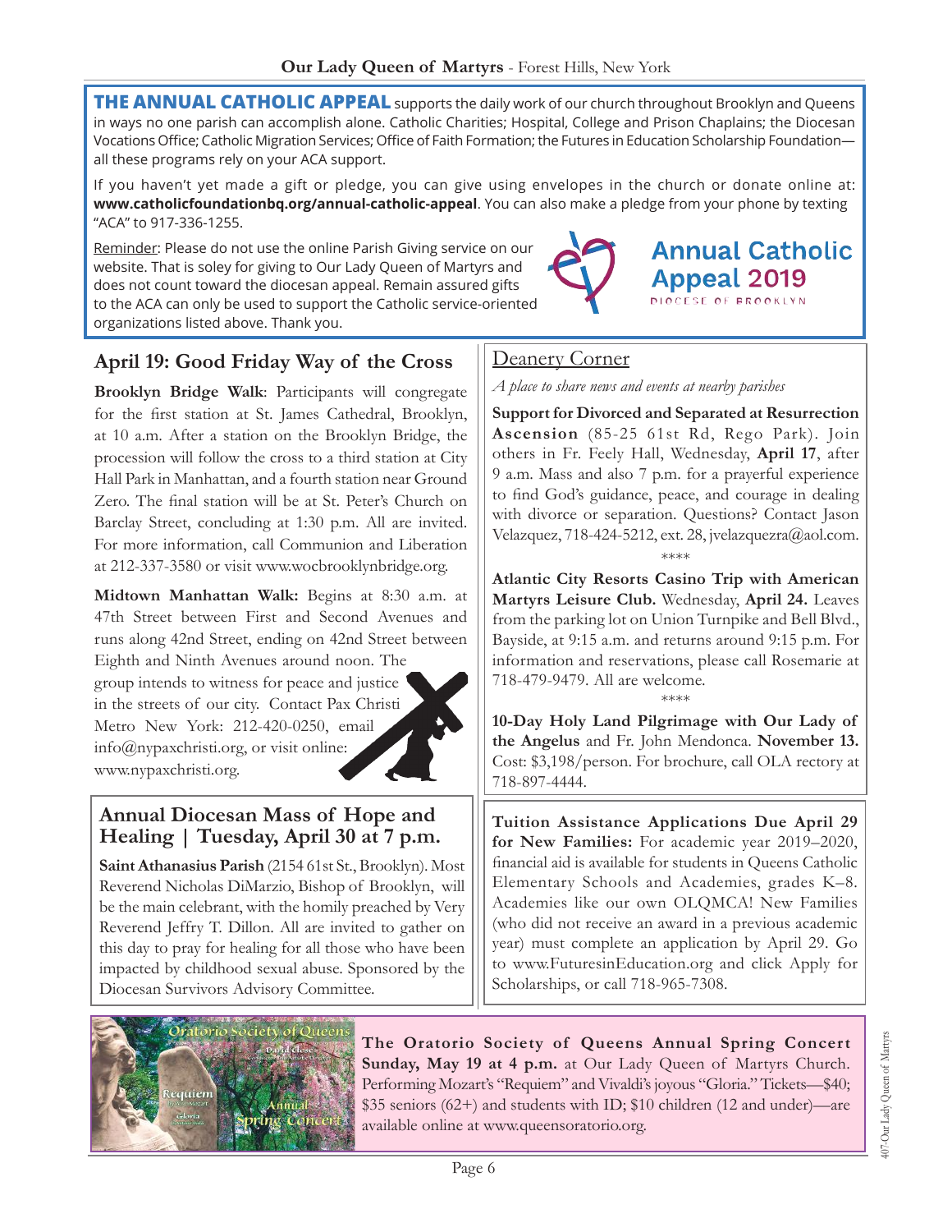**THE ANNUAL CATHOLIC APPEAL** supports the daily work of our church throughout Brooklyn and Queens in ways no one parish can accomplish alone. Catholic Charities; Hospital, College and Prison Chaplains; the Diocesan Vocations Office; Catholic Migration Services; Office of Faith Formation; the Futures in Education Scholarship Foundation—all these programs rely on your ACA support.

If you haven't yet made a gift or pledge, you can give using envelopes in the church or donate online at: **www.catholicfoundationbq.org/annual-catholic-appeal**. You can also make a pledge from your phone by texting "ACA" to 917-336-1255.

Reminder: Please do not use the online Parish Giving service on our website. That is soley for giving to Our Lady Queen of Martyrs and does not count toward the diocesan appeal. Remain assured gifts to the ACA can only be used to support the Catholic service-oriented organizations listed above. Thank you.

Annual Catholic Appeal 2019
DIOCESE OF BROOKLYN

## April 19: Good Friday Way of the Cross

**Brooklyn Bridge Walk**: Participants will congregate for the first station at St. James Cathedral, Brooklyn, at 10 a.m. After a station on the Brooklyn Bridge, the procession will follow the cross to a third station at City Hall Park in Manhattan, and a fourth station near Ground Zero. The final station will be at St. Peter's Church on Barclay Street, concluding at 1:30 p.m. All are invited. For more information, call Communion and Liberation at 212-337-3580 or visit www.wocbrooklynbridge.org.

**Midtown Manhattan Walk:** Begins at 8:30 a.m. at 47th Street between First and Second Avenues and runs along 42nd Street, ending on 42nd Street between Eighth and Ninth Avenues around noon. The group intends to witness for peace and justice in the streets of our city. Contact Pax Christi Metro New York: 212-420-0250, email info@nypaxchristi.org, or visit online: www.nypaxchristi.org.

## Annual Diocesan Mass of Hope and Healing | Tuesday, April 30 at 7 p.m.

**Saint Athanasius Parish** (2154 61st St., Brooklyn). Most Reverend Nicholas DiMarzio, Bishop of Brooklyn, will be the main celebrant, with the homily preached by Very Reverend Jeffry T. Dillon. All are invited to gather on this day to pray for healing for all those who have been impacted by childhood sexual abuse. Sponsored by the Diocesan Survivors Advisory Committee.

## Deanery Corner

*A place to share news and events at nearby parishes*

**Support for Divorced and Separated at Resurrection Ascension** (85-25 61st Rd, Rego Park). Join others in Fr. Feely Hall, Wednesday, **April 17**, after 9 a.m. Mass and also 7 p.m. for a prayerful experience to find God's guidance, peace, and courage in dealing with divorce or separation. Questions? Contact Jason Velazquez, 718-424-5212, ext. 28, jvelazquezra@aol.com.

\*\*\*\*

**Atlantic City Resorts Casino Trip with American Martyrs Leisure Club.** Wednesday, **April 24.** Leaves from the parking lot on Union Turnpike and Bell Blvd., Bayside, at 9:15 a.m. and returns around 9:15 p.m. For information and reservations, please call Rosemarie at 718-479-9479. All are welcome.

\*\*\*\*

**10-Day Holy Land Pilgrimage with Our Lady of the Angelus** and Fr. John Mendonca. **November 13.** Cost: $3,198/person. For brochure, call OLA rectory at 718-897-4444.

**Tuition Assistance Applications Due April 29 for New Families:** For academic year 2019–2020, financial aid is available for students in Queens Catholic Elementary Schools and Academies, grades K–8. Academies like our own OLQMCA! New Families (who did not receive an award in a previous academic year) must complete an application by April 29. Go to www.FuturesinEducation.org and click Apply for Scholarships, or call 718-965-7308.

**The Oratorio Society of Queens Annual Spring Concert Sunday, May 19 at 4 p.m.** at Our Lady Queen of Martyrs Church. Performing Mozart's "Requiem" and Vivaldi's joyous "Gloria." Tickets—$40; $35 seniors (62+) and students with ID; $10 children (12 and under)—are available online at www.queensoratorio.org.